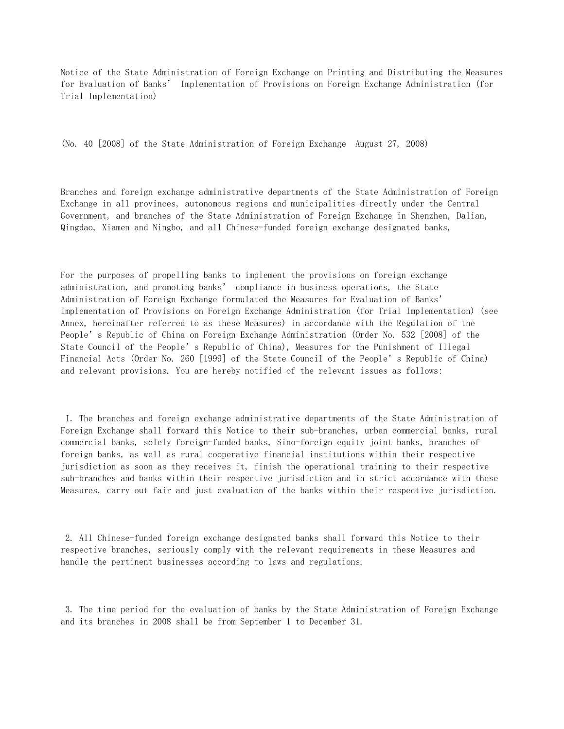# Notice of the State Administration of Foreign Exchange on Printing and Distributing the Measures for Evaluation of Banks' Implementation of Provisions on Foreign Exchange Administration (for Trial Implementation)

(No. 40 [2008] of the State Administration of Foreign Exchange August 27, 2008)

Branches and foreign exchange administrative departments of the State Administration of Foreign Exchange in all provinces, autonomous regions and municipalities directly under the Central Government, and branches of the State Administration of Foreign Exchange in Shenzhen, Dalian, Qingdao, Xiamen and Ningbo, and all Chinese-funded foreign exchange designated banks,

For the purposes of propelling banks to implement the provisions on foreign exchange administration, and promoting banks' compliance in business operations, the State Administration of Foreign Exchange formulated the Measures for Evaluation of Banks' Implementation of Provisions on Foreign Exchange Administration (for Trial Implementation) (see Annex, hereinafter referred to as these Measures) in accordance with the Regulation of the People's Republic of China on Foreign Exchange Administration (Order No. 532 [2008] of the State Council of the People's Republic of China), Measures for the Punishment of Illegal Financial Acts (Order No. 260 [1999] of the State Council of the People's Republic of China) and relevant provisions. You are hereby notified of the relevant issues as follows:

I. The branches and foreign exchange administrative departments of the State Administration of Foreign Exchange shall forward this Notice to their sub-branches, urban commercial banks, rural commercial banks, solely foreign-funded banks, Sino-foreign equity joint banks, branches of foreign banks, as well as rural cooperative financial institutions within their respective jurisdiction as soon as they receives it, finish the operational training to their respective sub-branches and banks within their respective jurisdiction and in strict accordance with these Measures, carry out fair and just evaluation of the banks within their respective jurisdiction.

2. All Chinese-funded foreign exchange designated banks shall forward this Notice to their respective branches, seriously comply with the relevant requirements in these Measures and handle the pertinent businesses according to laws and regulations.

3. The time period for the evaluation of banks by the State Administration of Foreign Exchange and its branches in 2008 shall be from September 1 to December 31.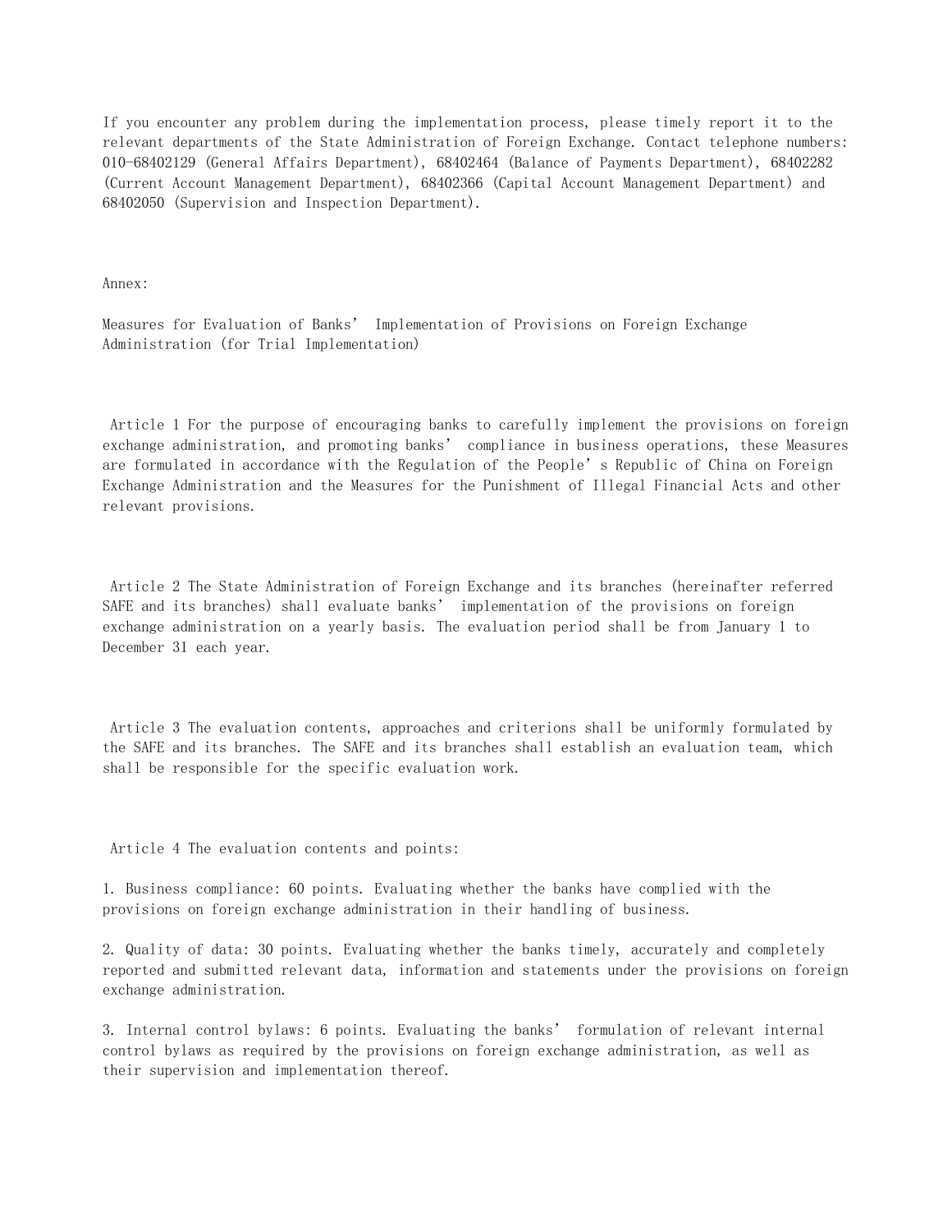If you encounter any problem during the implementation process, please timely report it to the relevant departments of the State Administration of Foreign Exchange. Contact telephone numbers: 010-68402129 (General Affairs Department), 68402464 (Balance of Payments Department), 68402282 (Current Account Management Department), 68402366 (Capital Account Management Department) and 68402050 (Supervision and Inspection Department).

Annex:

Measures for Evaluation of Banks' Implementation of Provisions on Foreign Exchange Administration (for Trial Implementation)

Article 1 For the purpose of encouraging banks to carefully implement the provisions on foreign exchange administration, and promoting banks' compliance in business operations, these Measures are formulated in accordance with the Regulation of the People's Republic of China on Foreign Exchange Administration and the Measures for the Punishment of Illegal Financial Acts and other relevant provisions.

Article 2 The State Administration of Foreign Exchange and its branches (hereinafter referred SAFE and its branches) shall evaluate banks' implementation of the provisions on foreign exchange administration on a yearly basis. The evaluation period shall be from January 1 to December 31 each year.

Article 3 The evaluation contents, approaches and criterions shall be uniformly formulated by the SAFE and its branches. The SAFE and its branches shall establish an evaluation team, which shall be responsible for the specific evaluation work.

Article 4 The evaluation contents and points:

1. Business compliance: 60 points. Evaluating whether the banks have complied with the provisions on foreign exchange administration in their handling of business.

2. Quality of data: 30 points. Evaluating whether the banks timely, accurately and completely reported and submitted relevant data, information and statements under the provisions on foreign exchange administration.

3. Internal control bylaws: 6 points. Evaluating the banks' formulation of relevant internal control bylaws as required by the provisions on foreign exchange administration, as well as their supervision and implementation thereof.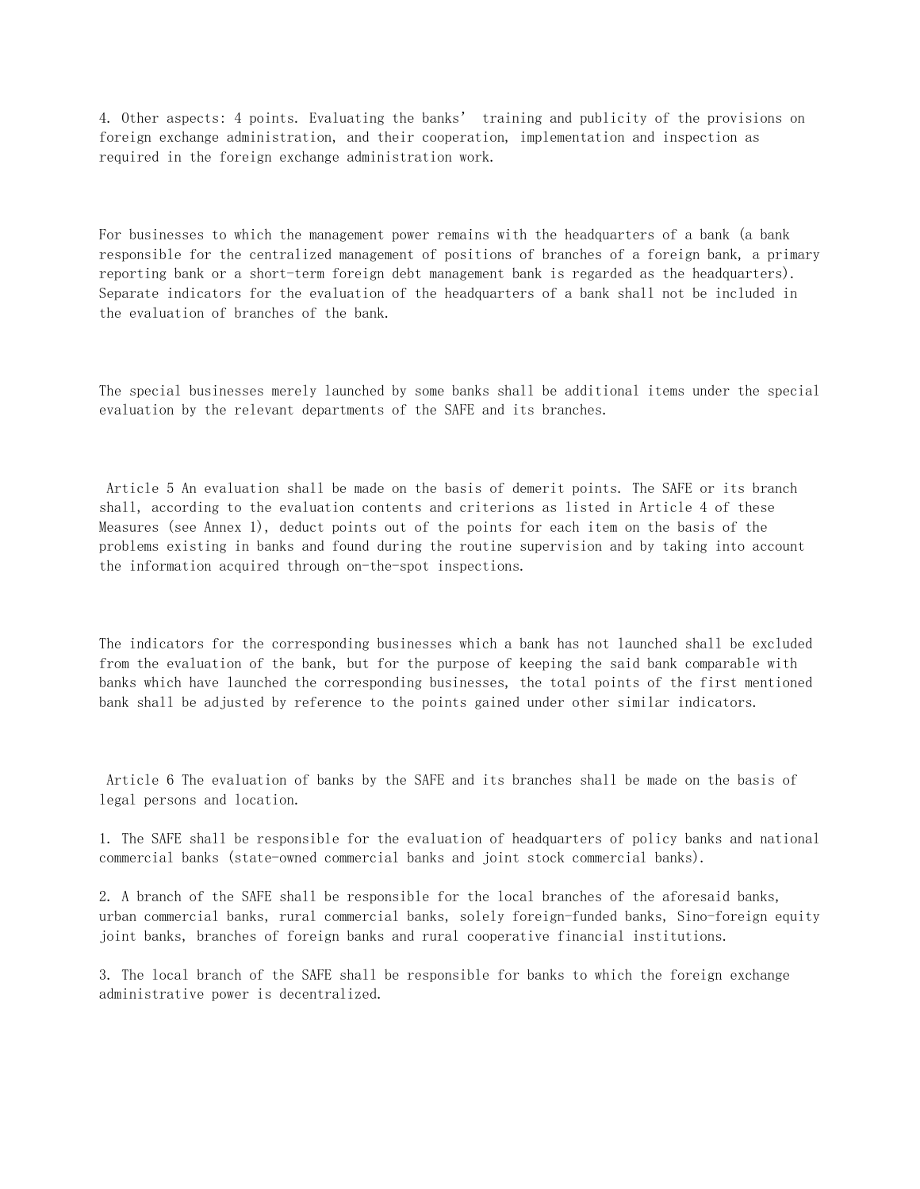4. Other aspects: 4 points. Evaluating the banks' training and publicity of the provisions on foreign exchange administration, and their cooperation, implementation and inspection as required in the foreign exchange administration work.

For businesses to which the management power remains with the headquarters of a bank (a bank responsible for the centralized management of positions of branches of a foreign bank, a primary reporting bank or a short-term foreign debt management bank is regarded as the headquarters). Separate indicators for the evaluation of the headquarters of a bank shall not be included in the evaluation of branches of the bank.

The special businesses merely launched by some banks shall be additional items under the special evaluation by the relevant departments of the SAFE and its branches.

Article 5 An evaluation shall be made on the basis of demerit points. The SAFE or its branch shall, according to the evaluation contents and criterions as listed in Article 4 of these Measures (see Annex 1), deduct points out of the points for each item on the basis of the problems existing in banks and found during the routine supervision and by taking into account the information acquired through on-the-spot inspections.

The indicators for the corresponding businesses which a bank has not launched shall be excluded from the evaluation of the bank, but for the purpose of keeping the said bank comparable with banks which have launched the corresponding businesses, the total points of the first mentioned bank shall be adjusted by reference to the points gained under other similar indicators.

Article 6 The evaluation of banks by the SAFE and its branches shall be made on the basis of legal persons and location.

1. The SAFE shall be responsible for the evaluation of headquarters of policy banks and national commercial banks (state-owned commercial banks and joint stock commercial banks).

2. A branch of the SAFE shall be responsible for the local branches of the aforesaid banks, urban commercial banks, rural commercial banks, solely foreign-funded banks, Sino-foreign equity joint banks, branches of foreign banks and rural cooperative financial institutions.

3. The local branch of the SAFE shall be responsible for banks to which the foreign exchange administrative power is decentralized.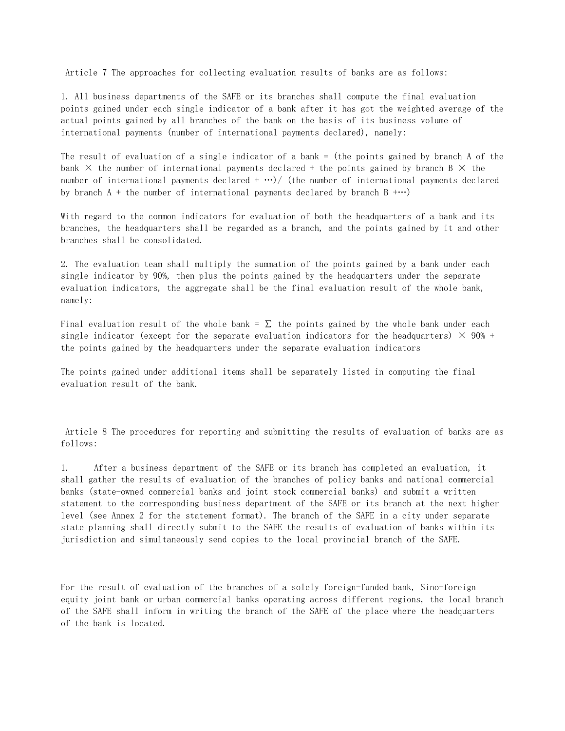Article 7 The approaches for collecting evaluation results of banks are as follows:

1. All business departments of the SAFE or its branches shall compute the final evaluation points gained under each single indicator of a bank after it has got the weighted average of the actual points gained by all branches of the bank on the basis of its business volume of international payments (number of international payments declared), namely:

The result of evaluation of a single indicator of a bank = (the points gained by branch A of the bank × the number of international payments declared + the points gained by branch B × the number of international payments declared + …)/ (the number of international payments declared by branch A + the number of international payments declared by branch B +…)

With regard to the common indicators for evaluation of both the headquarters of a bank and its branches, the headquarters shall be regarded as a branch, and the points gained by it and other branches shall be consolidated.

2. The evaluation team shall multiply the summation of the points gained by a bank under each single indicator by 90%, then plus the points gained by the headquarters under the separate evaluation indicators, the aggregate shall be the final evaluation result of the whole bank, namely:

Final evaluation result of the whole bank = Σ the points gained by the whole bank under each single indicator (except for the separate evaluation indicators for the headquarters) × 90% + the points gained by the headquarters under the separate evaluation indicators

The points gained under additional items shall be separately listed in computing the final evaluation result of the bank.

Article 8 The procedures for reporting and submitting the results of evaluation of banks are as follows:

1. After a business department of the SAFE or its branch has completed an evaluation, it shall gather the results of evaluation of the branches of policy banks and national commercial banks (state-owned commercial banks and joint stock commercial banks) and submit a written statement to the corresponding business department of the SAFE or its branch at the next higher level (see Annex 2 for the statement format). The branch of the SAFE in a city under separate state planning shall directly submit to the SAFE the results of evaluation of banks within its jurisdiction and simultaneously send copies to the local provincial branch of the SAFE.

For the result of evaluation of the branches of a solely foreign-funded bank, Sino-foreign equity joint bank or urban commercial banks operating across different regions, the local branch of the SAFE shall inform in writing the branch of the SAFE of the place where the headquarters of the bank is located.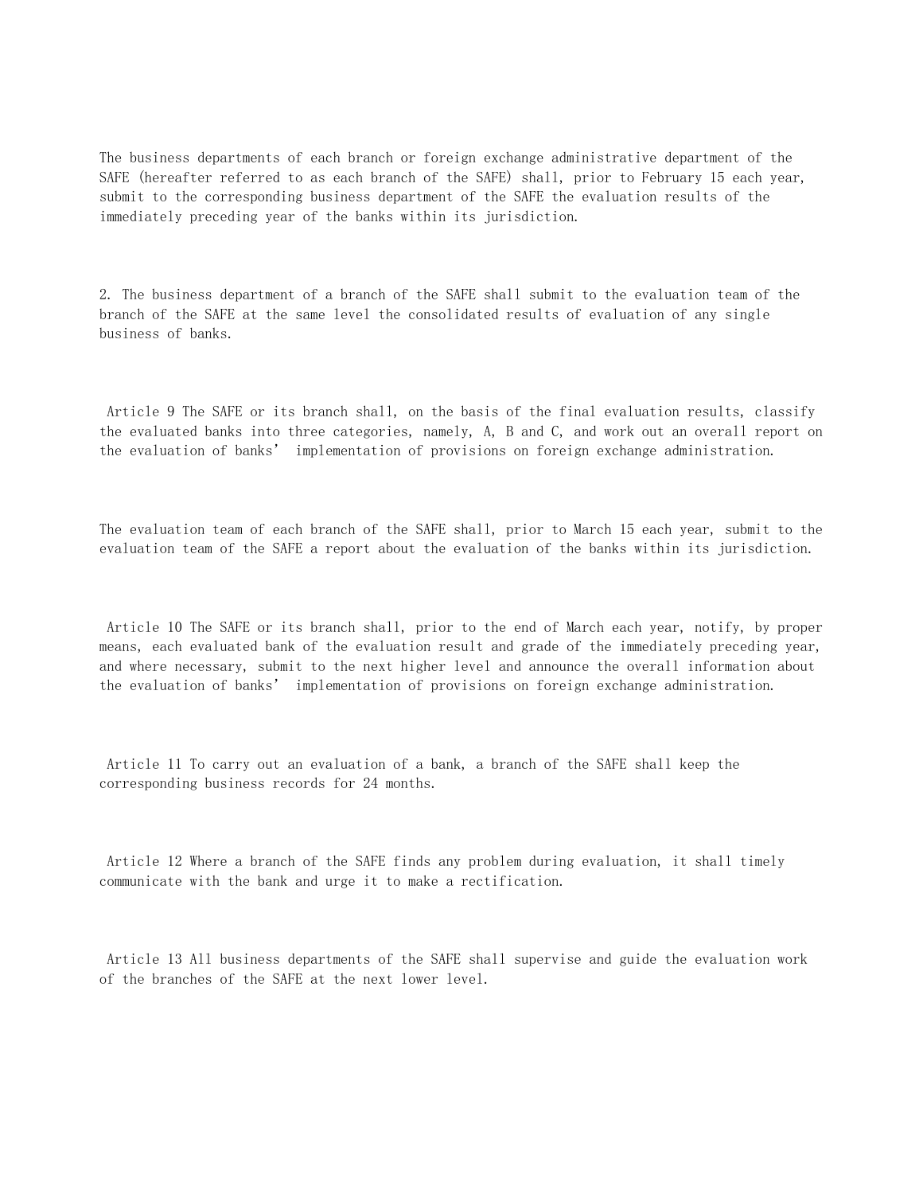The business departments of each branch or foreign exchange administrative department of the SAFE (hereafter referred to as each branch of the SAFE) shall, prior to February 15 each year, submit to the corresponding business department of the SAFE the evaluation results of the immediately preceding year of the banks within its jurisdiction.

2. The business department of a branch of the SAFE shall submit to the evaluation team of the branch of the SAFE at the same level the consolidated results of evaluation of any single business of banks.

Article 9 The SAFE or its branch shall, on the basis of the final evaluation results, classify the evaluated banks into three categories, namely, A, B and C, and work out an overall report on the evaluation of banks' implementation of provisions on foreign exchange administration.

The evaluation team of each branch of the SAFE shall, prior to March 15 each year, submit to the evaluation team of the SAFE a report about the evaluation of the banks within its jurisdiction.

Article 10 The SAFE or its branch shall, prior to the end of March each year, notify, by proper means, each evaluated bank of the evaluation result and grade of the immediately preceding year, and where necessary, submit to the next higher level and announce the overall information about the evaluation of banks' implementation of provisions on foreign exchange administration.

Article 11 To carry out an evaluation of a bank, a branch of the SAFE shall keep the corresponding business records for 24 months.

Article 12 Where a branch of the SAFE finds any problem during evaluation, it shall timely communicate with the bank and urge it to make a rectification.

Article 13 All business departments of the SAFE shall supervise and guide the evaluation work of the branches of the SAFE at the next lower level.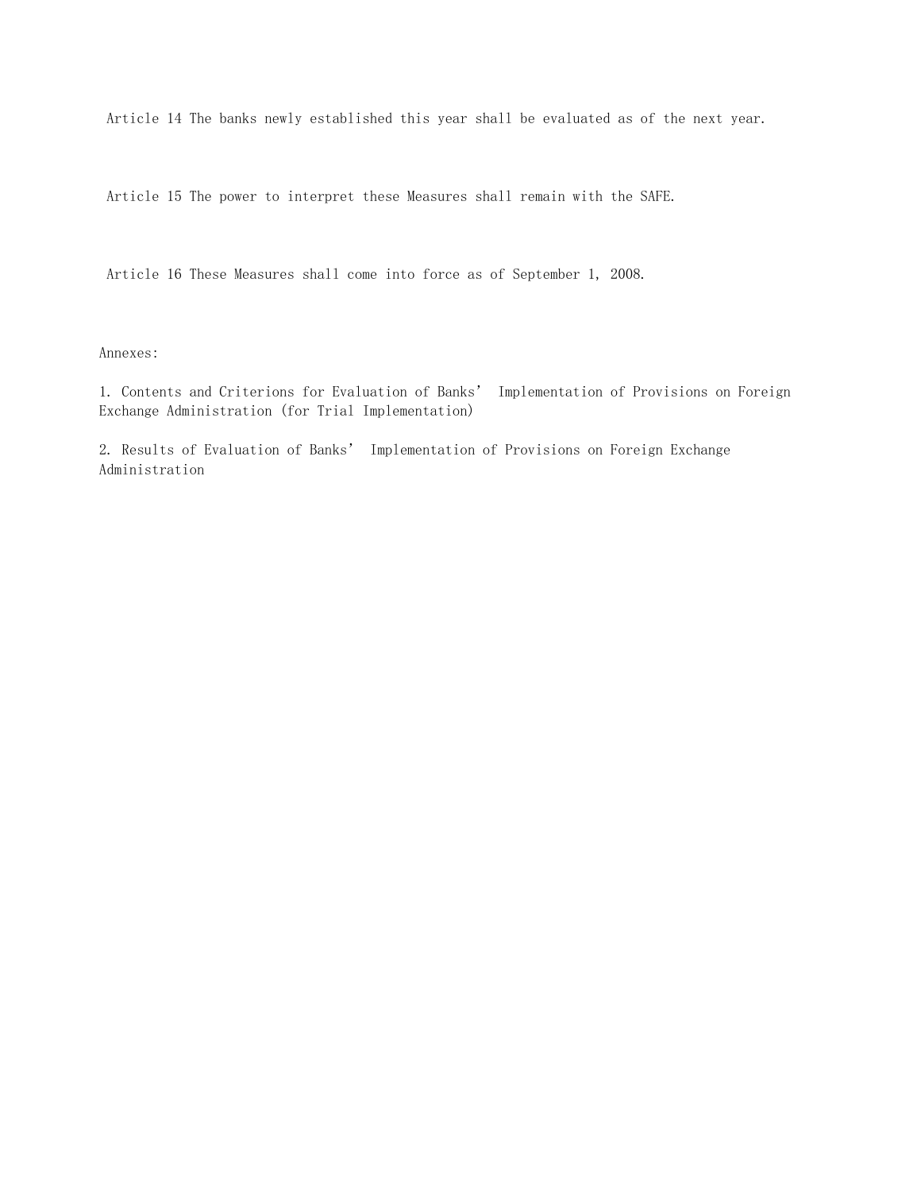Article 14 The banks newly established this year shall be evaluated as of the next year.

Article 15 The power to interpret these Measures shall remain with the SAFE.

Article 16 These Measures shall come into force as of September 1, 2008.

Annexes:

1. Contents and Criterions for Evaluation of Banks' Implementation of Provisions on Foreign Exchange Administration (for Trial Implementation)

2. Results of Evaluation of Banks' Implementation of Provisions on Foreign Exchange Administration